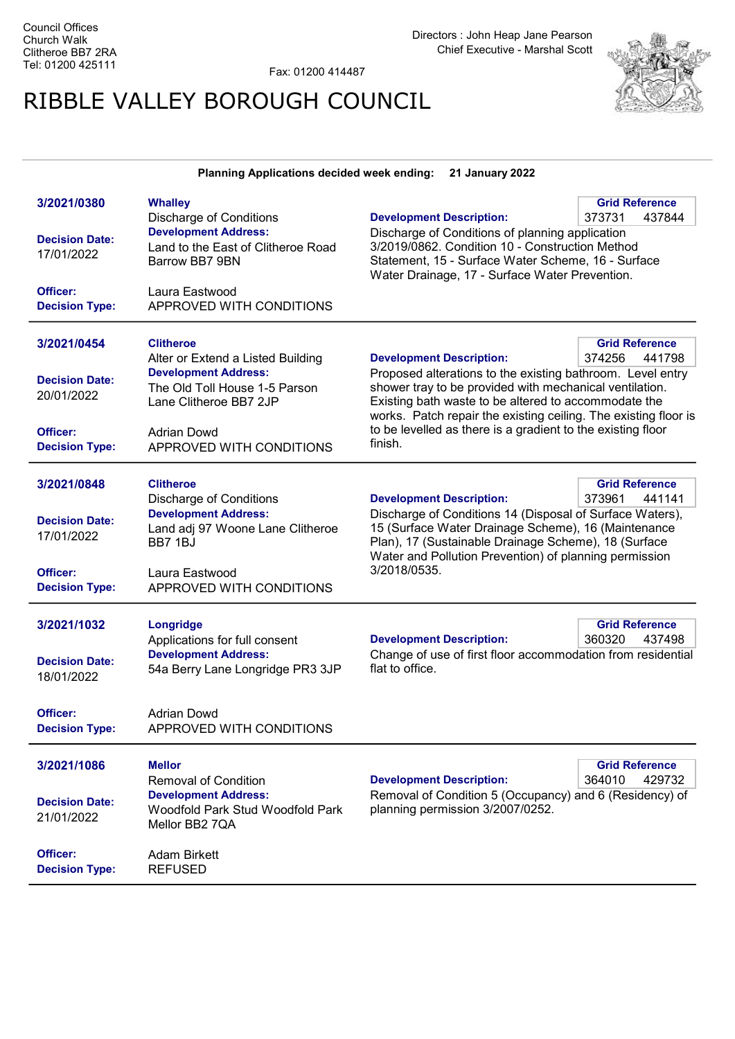Council Offices
Church Walk
Clitheroe BB7 2RA
Tel: 01200 425111

Fax: 01200 414487

Directors : John Heap Jane Pearson
Chief Executive - Marshal Scott

# RIBBLE VALLEY BOROUGH COUNCIL

**Planning Applications decided week ending: 21 January 2022**

---

**3/2021/0380**

**Whalley**
Discharge of Conditions

**Grid Reference**: 373731 437844

**Decision Date:** 17/01/2022

**Development Address:**
Land to the East of Clitheroe Road Barrow BB7 9BN

**Development Description:**
Discharge of Conditions of planning application 3/2019/0862. Condition 10 - Construction Method Statement, 15 - Surface Water Scheme, 16 - Surface Water Drainage, 17 - Surface Water Prevention.

**Officer:** Laura Eastwood

**Decision Type:** APPROVED WITH CONDITIONS

---

**3/2021/0454**

**Clitheroe**
Alter or Extend a Listed Building

**Grid Reference**: 374256 441798

**Decision Date:** 20/01/2022

**Development Address:**
The Old Toll House 1-5 Parson Lane Clitheroe BB7 2JP

**Development Description:**
Proposed alterations to the existing bathroom. Level entry shower tray to be provided with mechanical ventilation. Existing bath waste to be altered to accommodate the works. Patch repair the existing ceiling. The existing floor is to be levelled as there is a gradient to the existing floor finish.

**Officer:** Adrian Dowd

**Decision Type:** APPROVED WITH CONDITIONS

---

**3/2021/0848**

**Clitheroe**
Discharge of Conditions

**Grid Reference**: 373961 441141

**Decision Date:** 17/01/2022

**Development Address:**
Land adj 97 Woone Lane Clitheroe BB7 1BJ

**Development Description:**
Discharge of Conditions 14 (Disposal of Surface Waters), 15 (Surface Water Drainage Scheme), 16 (Maintenance Plan), 17 (Sustainable Drainage Scheme), 18 (Surface Water and Pollution Prevention) of planning permission 3/2018/0535.

**Officer:** Laura Eastwood

**Decision Type:** APPROVED WITH CONDITIONS

---

**3/2021/1032**

**Longridge**
Applications for full consent

**Grid Reference**: 360320 437498

**Decision Date:** 18/01/2022

**Development Address:**
54a Berry Lane Longridge PR3 3JP

**Development Description:**
Change of use of first floor accommodation from residential flat to office.

**Officer:** Adrian Dowd

**Decision Type:** APPROVED WITH CONDITIONS

---

**3/2021/1086**

**Mellor**
Removal of Condition

**Grid Reference**: 364010 429732

**Decision Date:** 21/01/2022

**Development Address:**
Woodfold Park Stud Woodfold Park Mellor BB2 7QA

**Development Description:**
Removal of Condition 5 (Occupancy) and 6 (Residency) of planning permission 3/2007/0252.

**Officer:** Adam Birkett

**Decision Type:** REFUSED

---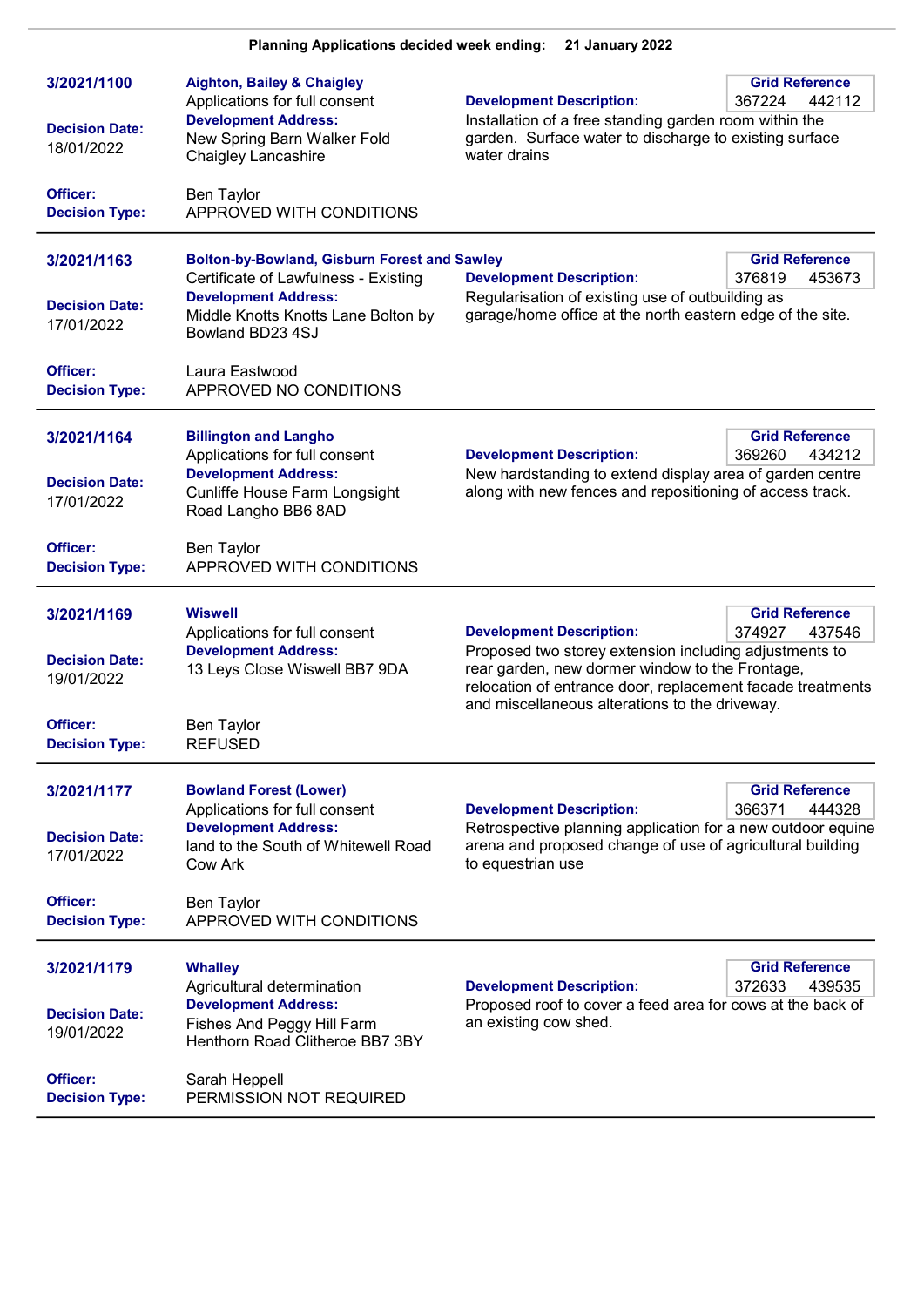**Planning Applications decided week ending: 21 January 2022**

---

**3/2021/1100**

**Aighton, Bailey & Chaigley**
Applications for full consent

**Grid Reference** 367224 442112

**Decision Date:** 18/01/2022

**Development Address:**
New Spring Barn Walker Fold Chaigley Lancashire

**Development Description:**
Installation of a free standing garden room within the garden. Surface water to discharge to existing surface water drains

**Officer:** Ben Taylor
**Decision Type:** APPROVED WITH CONDITIONS

---

**3/2021/1163**

**Bolton-by-Bowland, Gisburn Forest and Sawley**
Certificate of Lawfulness - Existing

**Grid Reference** 376819 453673

**Decision Date:** 17/01/2022

**Development Address:**
Middle Knotts Knotts Lane Bolton by Bowland BD23 4SJ

**Development Description:**
Regularisation of existing use of outbuilding as garage/home office at the north eastern edge of the site.

**Officer:** Laura Eastwood
**Decision Type:** APPROVED NO CONDITIONS

---

**3/2021/1164**

**Billington and Langho**
Applications for full consent

**Grid Reference** 369260 434212

**Decision Date:** 17/01/2022

**Development Address:**
Cunliffe House Farm Longsight Road Langho BB6 8AD

**Development Description:**
New hardstanding to extend display area of garden centre along with new fences and repositioning of access track.

**Officer:** Ben Taylor
**Decision Type:** APPROVED WITH CONDITIONS

---

**3/2021/1169**

**Wiswell**
Applications for full consent

**Grid Reference** 374927 437546

**Decision Date:** 19/01/2022

**Development Address:**
13 Leys Close Wiswell BB7 9DA

**Development Description:**
Proposed two storey extension including adjustments to rear garden, new dormer window to the Frontage, relocation of entrance door, replacement facade treatments and miscellaneous alterations to the driveway.

**Officer:** Ben Taylor
**Decision Type:** REFUSED

---

**3/2021/1177**

**Bowland Forest (Lower)**
Applications for full consent

**Grid Reference** 366371 444328

**Decision Date:** 17/01/2022

**Development Address:**
land to the South of Whitewell Road Cow Ark

**Development Description:**
Retrospective planning application for a new outdoor equine arena and proposed change of use of agricultural building to equestrian use

**Officer:** Ben Taylor
**Decision Type:** APPROVED WITH CONDITIONS

---

**3/2021/1179**

**Whalley**
Agricultural determination

**Grid Reference** 372633 439535

**Decision Date:** 19/01/2022

**Development Address:**
Fishes And Peggy Hill Farm Henthorn Road Clitheroe BB7 3BY

**Development Description:**
Proposed roof to cover a feed area for cows at the back of an existing cow shed.

**Officer:** Sarah Heppell
**Decision Type:** PERMISSION NOT REQUIRED

---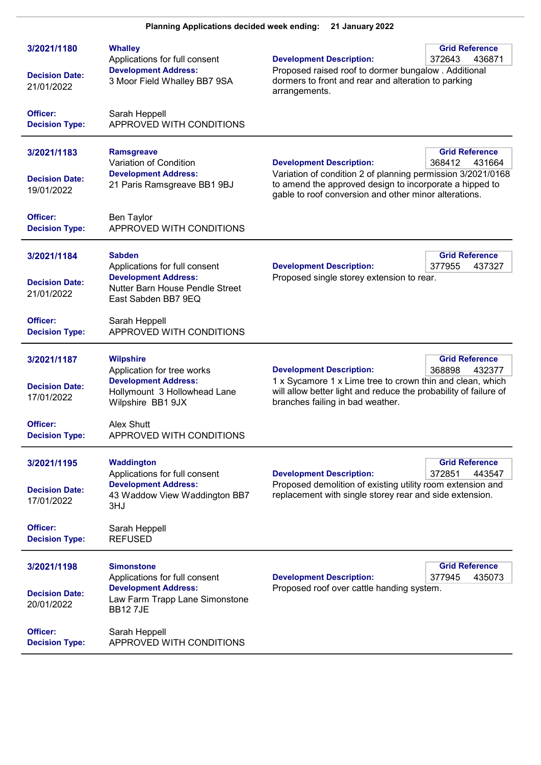**Planning Applications decided week ending: 21 January 2022**

---

**3/2021/1180**

**Whalley**
Applications for full consent

**Development Address:**
3 Moor Field Whalley BB7 9SA

**Decision Date:** 21/01/2022

**Development Description:**
Proposed raised roof to dormer bungalow . Additional dormers to front and rear and alteration to parking arrangements.

**Grid Reference** 372643 436871

**Officer:** Sarah Heppell
**Decision Type:** APPROVED WITH CONDITIONS

---

**3/2021/1183**

**Ramsgreave**
Variation of Condition

**Development Address:**
21 Paris Ramsgreave BB1 9BJ

**Decision Date:** 19/01/2022

**Development Description:**
Variation of condition 2 of planning permission 3/2021/0168 to amend the approved design to incorporate a hipped to gable to roof conversion and other minor alterations.

**Grid Reference** 368412 431664

**Officer:** Ben Taylor
**Decision Type:** APPROVED WITH CONDITIONS

---

**3/2021/1184**

**Sabden**
Applications for full consent

**Development Address:**
Nutter Barn House Pendle Street East Sabden BB7 9EQ

**Decision Date:** 21/01/2022

**Development Description:**
Proposed single storey extension to rear.

**Grid Reference** 377955 437327

**Officer:** Sarah Heppell
**Decision Type:** APPROVED WITH CONDITIONS

---

**3/2021/1187**

**Wilpshire**
Application for tree works

**Development Address:**
Hollymount 3 Hollowhead Lane Wilpshire BB1 9JX

**Decision Date:** 17/01/2022

**Development Description:**
1 x Sycamore 1 x Lime tree to crown thin and clean, which will allow better light and reduce the probability of failure of branches failing in bad weather.

**Grid Reference** 368898 432377

**Officer:** Alex Shutt
**Decision Type:** APPROVED WITH CONDITIONS

---

**3/2021/1195**

**Waddington**
Applications for full consent

**Development Address:**
43 Waddow View Waddington BB7 3HJ

**Decision Date:** 17/01/2022

**Development Description:**
Proposed demolition of existing utility room extension and replacement with single storey rear and side extension.

**Grid Reference** 372851 443547

**Officer:** Sarah Heppell
**Decision Type:** REFUSED

---

**3/2021/1198**

**Simonstone**
Applications for full consent

**Development Address:**
Law Farm Trapp Lane Simonstone BB12 7JE

**Decision Date:** 20/01/2022

**Development Description:**
Proposed roof over cattle handing system.

**Grid Reference** 377945 435073

**Officer:** Sarah Heppell
**Decision Type:** APPROVED WITH CONDITIONS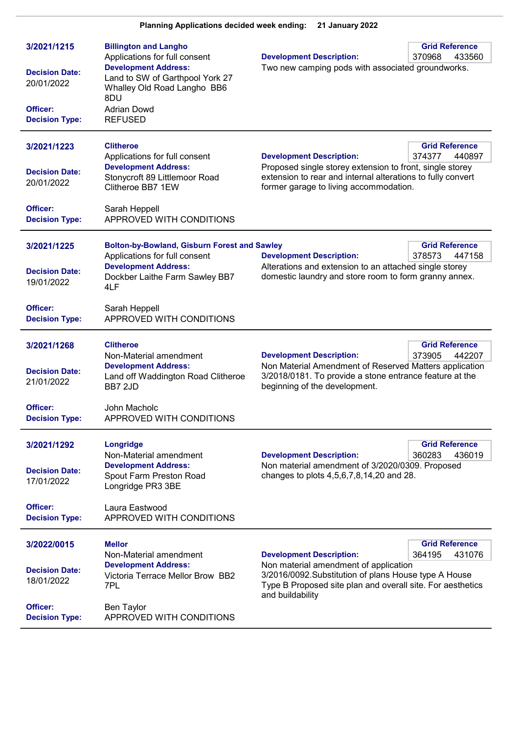**Planning Applications decided week ending: 21 January 2022**

---

**3/2021/1215**

**Billington and Langho**
Applications for full consent

**Decision Date:** 20/01/2022

**Development Address:**
Land to SW of Garthpool York 27 Whalley Old Road Langho BB6 8DU

**Officer:** Adrian Dowd

**Decision Type:** REFUSED

**Development Description:**
Two new camping pods with associated groundworks.

| Grid Reference | |
|---|---|
| 370968 | 433560 |

---

**3/2021/1223**

**Clitheroe**
Applications for full consent

**Decision Date:** 20/01/2022

**Development Address:**
Stonycroft 89 Littlemoor Road Clitheroe BB7 1EW

**Officer:** Sarah Heppell

**Decision Type:** APPROVED WITH CONDITIONS

**Development Description:**
Proposed single storey extension to front, single storey extension to rear and internal alterations to fully convert former garage to living accommodation.

| Grid Reference | |
|---|---|
| 374377 | 440897 |

---

**3/2021/1225**

**Bolton-by-Bowland, Gisburn Forest and Sawley**
Applications for full consent

**Decision Date:** 19/01/2022

**Development Address:**
Dockber Laithe Farm Sawley BB7 4LF

**Officer:** Sarah Heppell

**Decision Type:** APPROVED WITH CONDITIONS

**Development Description:**
Alterations and extension to an attached single storey domestic laundry and store room to form granny annex.

| Grid Reference | |
|---|---|
| 378573 | 447158 |

---

**3/2021/1268**

**Clitheroe**
Non-Material amendment

**Decision Date:** 21/01/2022

**Development Address:**
Land off Waddington Road Clitheroe BB7 2JD

**Officer:** John Macholc

**Decision Type:** APPROVED WITH CONDITIONS

**Development Description:**
Non Material Amendment of Reserved Matters application 3/2018/0181. To provide a stone entrance feature at the beginning of the development.

| Grid Reference | |
|---|---|
| 373905 | 442207 |

---

**3/2021/1292**

**Longridge**
Non-Material amendment

**Decision Date:** 17/01/2022

**Development Address:**
Spout Farm Preston Road Longridge PR3 3BE

**Officer:** Laura Eastwood

**Decision Type:** APPROVED WITH CONDITIONS

**Development Description:**
Non material amendment of 3/2020/0309. Proposed changes to plots 4,5,6,7,8,14,20 and 28.

| Grid Reference | |
|---|---|
| 360283 | 436019 |

---

**3/2022/0015**

**Mellor**
Non-Material amendment

**Decision Date:** 18/01/2022

**Development Address:**
Victoria Terrace Mellor Brow BB2 7PL

**Officer:** Ben Taylor

**Decision Type:** APPROVED WITH CONDITIONS

**Development Description:**
Non material amendment of application 3/2016/0092.Substitution of plans House type A House Type B Proposed site plan and overall site. For aesthetics and buildability

| Grid Reference | |
|---|---|
| 364195 | 431076 |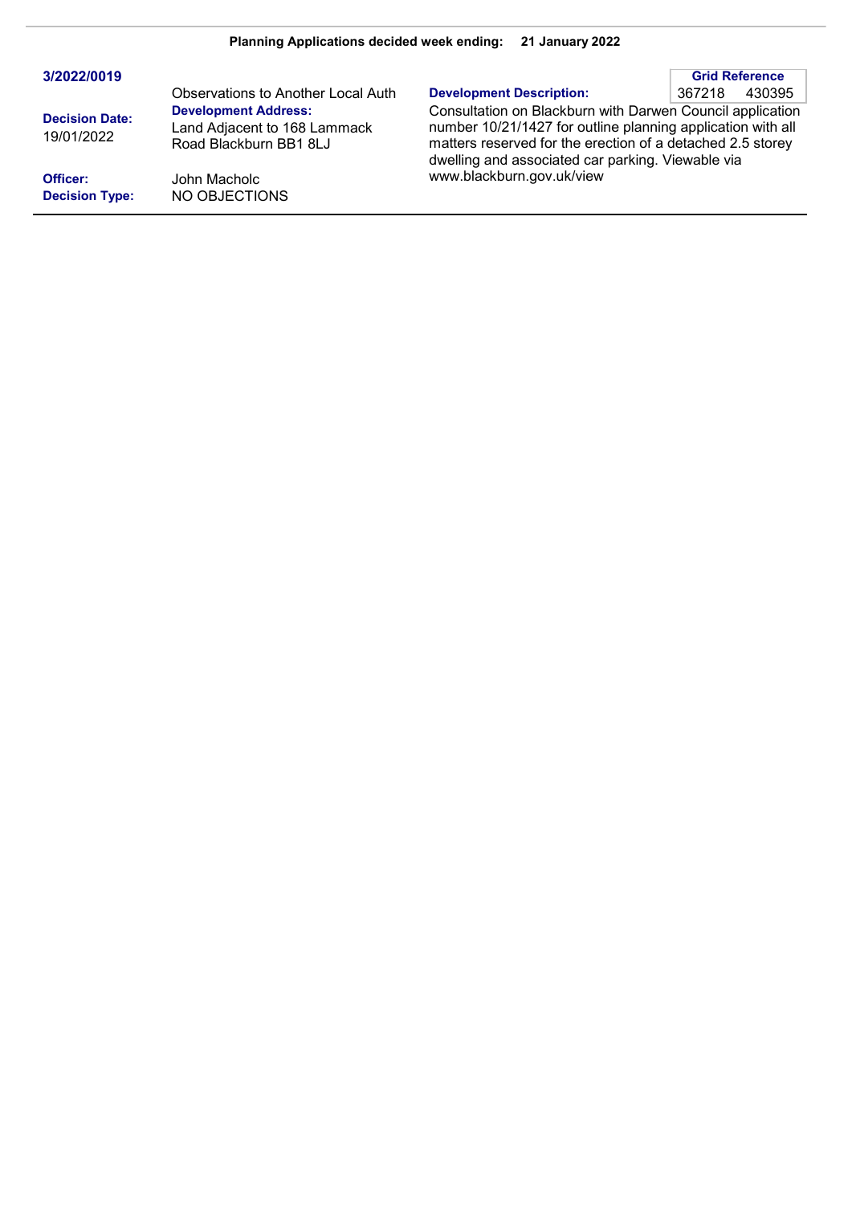**Planning Applications decided week ending: 21 January 2022**

| | | | |
|---|---|---|---|
| **3/2022/0019** | Observations to Another Local Auth | **Development Description:** | **Grid Reference** 367218 430395 |
| **Decision Date:** 19/01/2022 | **Development Address:** Land Adjacent to 168 Lammack Road Blackburn BB1 8LJ | Consultation on Blackburn with Darwen Council application number 10/21/1427 for outline planning application with all matters reserved for the erection of a detached 2.5 storey dwelling and associated car parking. Viewable via www.blackburn.gov.uk/view | |
| **Officer:** | John Macholc | | |
| **Decision Type:** | NO OBJECTIONS | | |